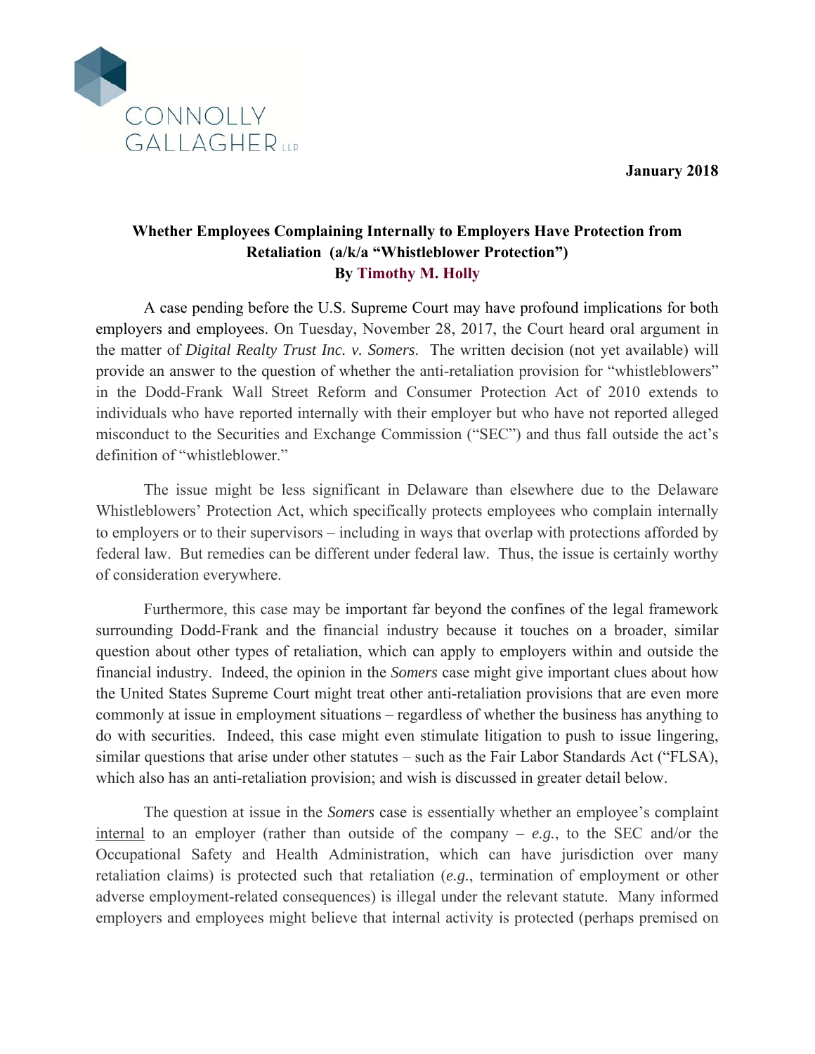CONNOLLY GALLAGHER LLP

**January 2018**

**Whether Employees Complaining Internally to Employers Have Protection from Retaliation (a/k/a "Whistleblower Protection")**
**By Timothy M. Holly**

A case pending before the U.S. Supreme Court may have profound implications for both employers and employees. On Tuesday, November 28, 2017, the Court heard oral argument in the matter of *Digital Realty Trust Inc. v. Somers*. The written decision (not yet available) will provide an answer to the question of whether the anti-retaliation provision for "whistleblowers" in the Dodd-Frank Wall Street Reform and Consumer Protection Act of 2010 extends to individuals who have reported internally with their employer but who have not reported alleged misconduct to the Securities and Exchange Commission ("SEC") and thus fall outside the act's definition of "whistleblower."

The issue might be less significant in Delaware than elsewhere due to the Delaware Whistleblowers' Protection Act, which specifically protects employees who complain internally to employers or to their supervisors – including in ways that overlap with protections afforded by federal law. But remedies can be different under federal law. Thus, the issue is certainly worthy of consideration everywhere.

Furthermore, this case may be important far beyond the confines of the legal framework surrounding Dodd-Frank and the financial industry because it touches on a broader, similar question about other types of retaliation, which can apply to employers within and outside the financial industry. Indeed, the opinion in the *Somers* case might give important clues about how the United States Supreme Court might treat other anti-retaliation provisions that are even more commonly at issue in employment situations – regardless of whether the business has anything to do with securities. Indeed, this case might even stimulate litigation to push to issue lingering, similar questions that arise under other statutes – such as the Fair Labor Standards Act ("FLSA), which also has an anti-retaliation provision; and wish is discussed in greater detail below.

The question at issue in the *Somers* case is essentially whether an employee's complaint <u>internal</u> to an employer (rather than outside of the company – *e.g.*, to the SEC and/or the Occupational Safety and Health Administration, which can have jurisdiction over many retaliation claims) is protected such that retaliation (*e.g.*, termination of employment or other adverse employment-related consequences) is illegal under the relevant statute. Many informed employers and employees might believe that internal activity is protected (perhaps premised on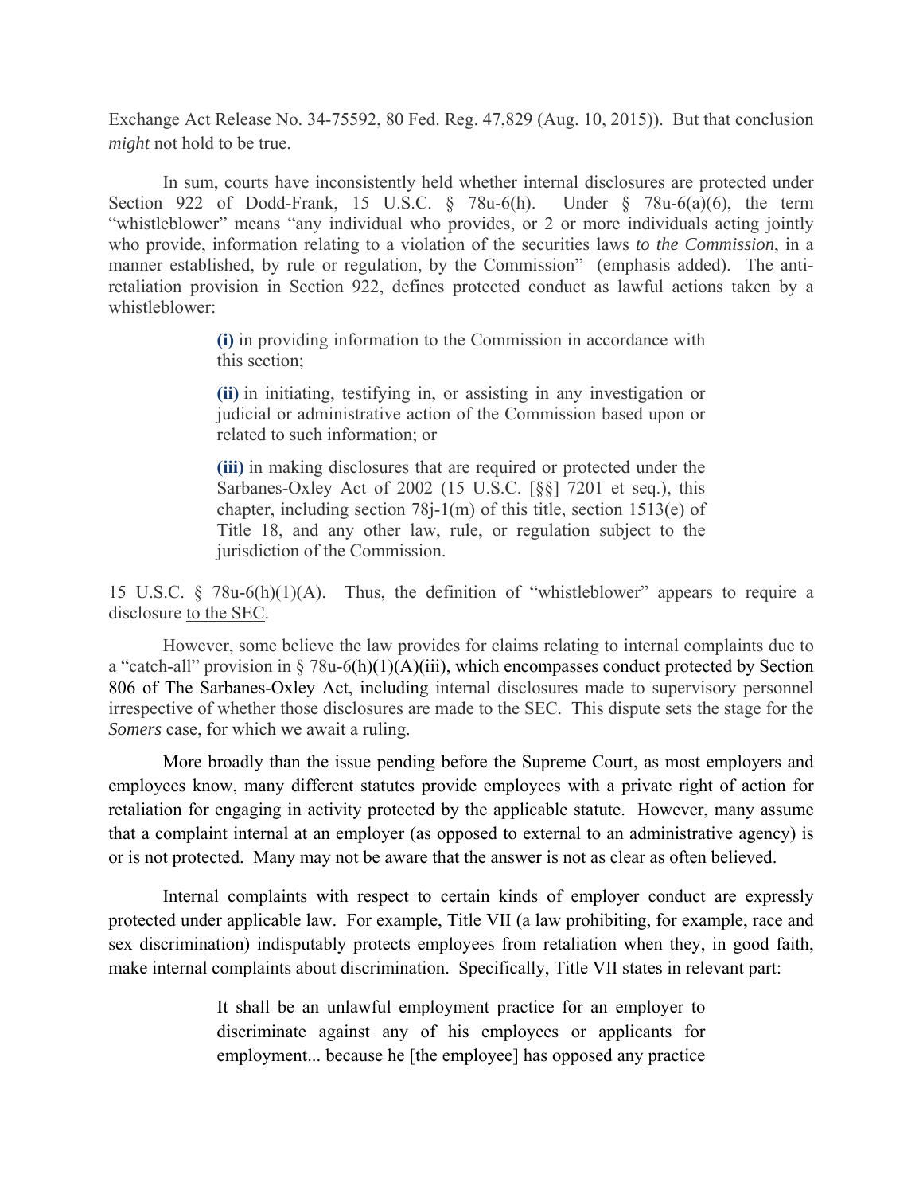Exchange Act Release No. 34-75592, 80 Fed. Reg. 47,829 (Aug. 10, 2015)). But that conclusion *might* not hold to be true.

In sum, courts have inconsistently held whether internal disclosures are protected under Section 922 of Dodd-Frank, 15 U.S.C. § 78u-6(h). Under § 78u-6(a)(6), the term "whistleblower" means "any individual who provides, or 2 or more individuals acting jointly who provide, information relating to a violation of the securities laws *to the Commission*, in a manner established, by rule or regulation, by the Commission" (emphasis added). The anti-retaliation provision in Section 922, defines protected conduct as lawful actions taken by a whistleblower:

> **(i)** in providing information to the Commission in accordance with this section;
>
> **(ii)** in initiating, testifying in, or assisting in any investigation or judicial or administrative action of the Commission based upon or related to such information; or
>
> **(iii)** in making disclosures that are required or protected under the Sarbanes-Oxley Act of 2002 (15 U.S.C. [§§] 7201 et seq.), this chapter, including section 78j-1(m) of this title, section 1513(e) of Title 18, and any other law, rule, or regulation subject to the jurisdiction of the Commission.

15 U.S.C. § 78u-6(h)(1)(A). Thus, the definition of "whistleblower" appears to require a disclosure <u>to the SEC</u>.

However, some believe the law provides for claims relating to internal complaints due to a "catch-all" provision in § 78u-6(h)(1)(A)(iii), which encompasses conduct protected by Section 806 of The Sarbanes-Oxley Act, including internal disclosures made to supervisory personnel irrespective of whether those disclosures are made to the SEC. This dispute sets the stage for the *Somers* case, for which we await a ruling.

More broadly than the issue pending before the Supreme Court, as most employers and employees know, many different statutes provide employees with a private right of action for retaliation for engaging in activity protected by the applicable statute. However, many assume that a complaint internal at an employer (as opposed to external to an administrative agency) is or is not protected. Many may not be aware that the answer is not as clear as often believed.

Internal complaints with respect to certain kinds of employer conduct are expressly protected under applicable law. For example, Title VII (a law prohibiting, for example, race and sex discrimination) indisputably protects employees from retaliation when they, in good faith, make internal complaints about discrimination. Specifically, Title VII states in relevant part:

> It shall be an unlawful employment practice for an employer to discriminate against any of his employees or applicants for employment... because he [the employee] has opposed any practice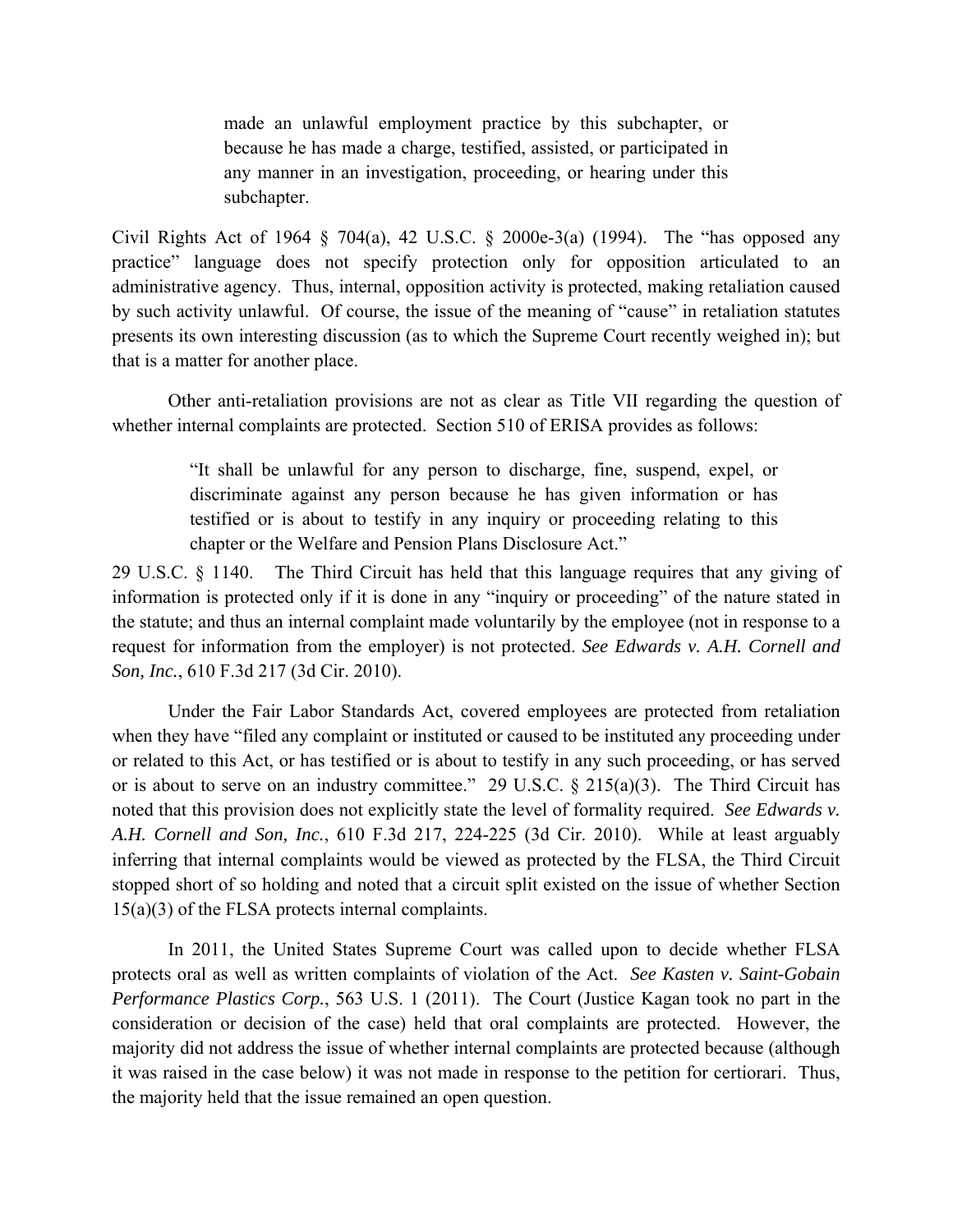> made an unlawful employment practice by this subchapter, or because he has made a charge, testified, assisted, or participated in any manner in an investigation, proceeding, or hearing under this subchapter.

Civil Rights Act of 1964 § 704(a), 42 U.S.C. § 2000e-3(a) (1994). The "has opposed any practice" language does not specify protection only for opposition articulated to an administrative agency. Thus, internal, opposition activity is protected, making retaliation caused by such activity unlawful. Of course, the issue of the meaning of "cause" in retaliation statutes presents its own interesting discussion (as to which the Supreme Court recently weighed in); but that is a matter for another place.

Other anti-retaliation provisions are not as clear as Title VII regarding the question of whether internal complaints are protected. Section 510 of ERISA provides as follows:

> "It shall be unlawful for any person to discharge, fine, suspend, expel, or discriminate against any person because he has given information or has testified or is about to testify in any inquiry or proceeding relating to this chapter or the Welfare and Pension Plans Disclosure Act."

29 U.S.C. § 1140. The Third Circuit has held that this language requires that any giving of information is protected only if it is done in any "inquiry or proceeding" of the nature stated in the statute; and thus an internal complaint made voluntarily by the employee (not in response to a request for information from the employer) is not protected. *See Edwards v. A.H. Cornell and Son, Inc.*, 610 F.3d 217 (3d Cir. 2010).

Under the Fair Labor Standards Act, covered employees are protected from retaliation when they have "filed any complaint or instituted or caused to be instituted any proceeding under or related to this Act, or has testified or is about to testify in any such proceeding, or has served or is about to serve on an industry committee." 29 U.S.C. § 215(a)(3). The Third Circuit has noted that this provision does not explicitly state the level of formality required. *See Edwards v. A.H. Cornell and Son, Inc.*, 610 F.3d 217, 224-225 (3d Cir. 2010). While at least arguably inferring that internal complaints would be viewed as protected by the FLSA, the Third Circuit stopped short of so holding and noted that a circuit split existed on the issue of whether Section 15(a)(3) of the FLSA protects internal complaints.

In 2011, the United States Supreme Court was called upon to decide whether FLSA protects oral as well as written complaints of violation of the Act. *See Kasten v. Saint-Gobain Performance Plastics Corp.*, 563 U.S. 1 (2011). The Court (Justice Kagan took no part in the consideration or decision of the case) held that oral complaints are protected. However, the majority did not address the issue of whether internal complaints are protected because (although it was raised in the case below) it was not made in response to the petition for certiorari. Thus, the majority held that the issue remained an open question.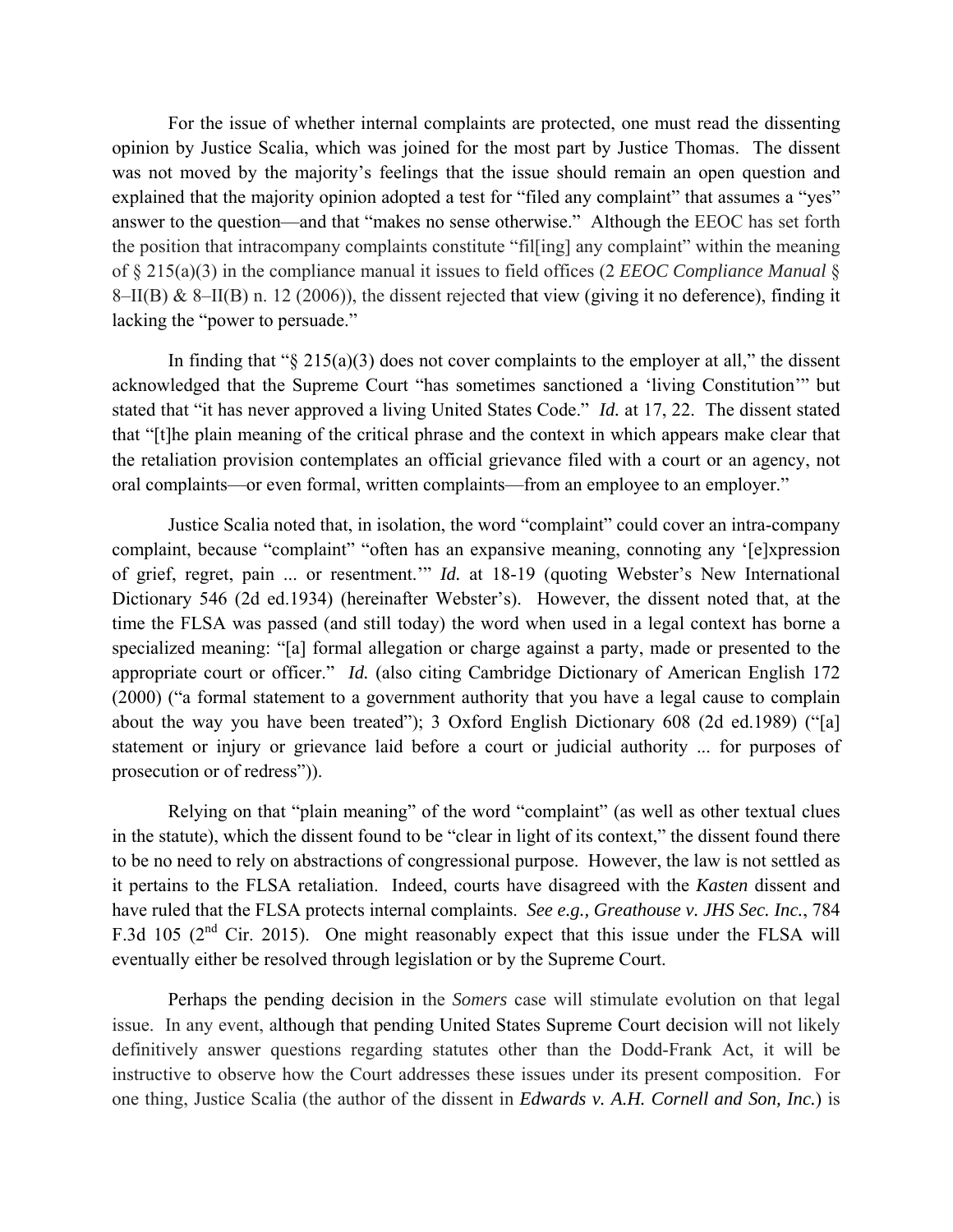For the issue of whether internal complaints are protected, one must read the dissenting opinion by Justice Scalia, which was joined for the most part by Justice Thomas. The dissent was not moved by the majority's feelings that the issue should remain an open question and explained that the majority opinion adopted a test for "filed any complaint" that assumes a "yes" answer to the question—and that "makes no sense otherwise." Although the EEOC has set forth the position that intracompany complaints constitute "fil[ing] any complaint" within the meaning of § 215(a)(3) in the compliance manual it issues to field offices (2 *EEOC Compliance Manual* § 8–II(B) & 8–II(B) n. 12 (2006)), the dissent rejected that view (giving it no deference), finding it lacking the "power to persuade."

In finding that "§ 215(a)(3) does not cover complaints to the employer at all," the dissent acknowledged that the Supreme Court "has sometimes sanctioned a 'living Constitution'" but stated that "it has never approved a living United States Code." *Id.* at 17, 22. The dissent stated that "[t]he plain meaning of the critical phrase and the context in which appears make clear that the retaliation provision contemplates an official grievance filed with a court or an agency, not oral complaints—or even formal, written complaints—from an employee to an employer."

Justice Scalia noted that, in isolation, the word "complaint" could cover an intra-company complaint, because "complaint" "often has an expansive meaning, connoting any '[e]xpression of grief, regret, pain ... or resentment.'" *Id.* at 18-19 (quoting Webster's New International Dictionary 546 (2d ed.1934) (hereinafter Webster's). However, the dissent noted that, at the time the FLSA was passed (and still today) the word when used in a legal context has borne a specialized meaning: "[a] formal allegation or charge against a party, made or presented to the appropriate court or officer." *Id.* (also citing Cambridge Dictionary of American English 172 (2000) ("a formal statement to a government authority that you have a legal cause to complain about the way you have been treated"); 3 Oxford English Dictionary 608 (2d ed.1989) ("[a] statement or injury or grievance laid before a court or judicial authority ... for purposes of prosecution or of redress")).

Relying on that "plain meaning" of the word "complaint" (as well as other textual clues in the statute), which the dissent found to be "clear in light of its context," the dissent found there to be no need to rely on abstractions of congressional purpose. However, the law is not settled as it pertains to the FLSA retaliation. Indeed, courts have disagreed with the *Kasten* dissent and have ruled that the FLSA protects internal complaints. *See e.g., Greathouse v. JHS Sec. Inc.*, 784 F.3d 105 (2nd Cir. 2015). One might reasonably expect that this issue under the FLSA will eventually either be resolved through legislation or by the Supreme Court.

Perhaps the pending decision in the *Somers* case will stimulate evolution on that legal issue. In any event, although that pending United States Supreme Court decision will not likely definitively answer questions regarding statutes other than the Dodd-Frank Act, it will be instructive to observe how the Court addresses these issues under its present composition. For one thing, Justice Scalia (the author of the dissent in ***Edwards v. A.H. Cornell and Son, Inc.***) is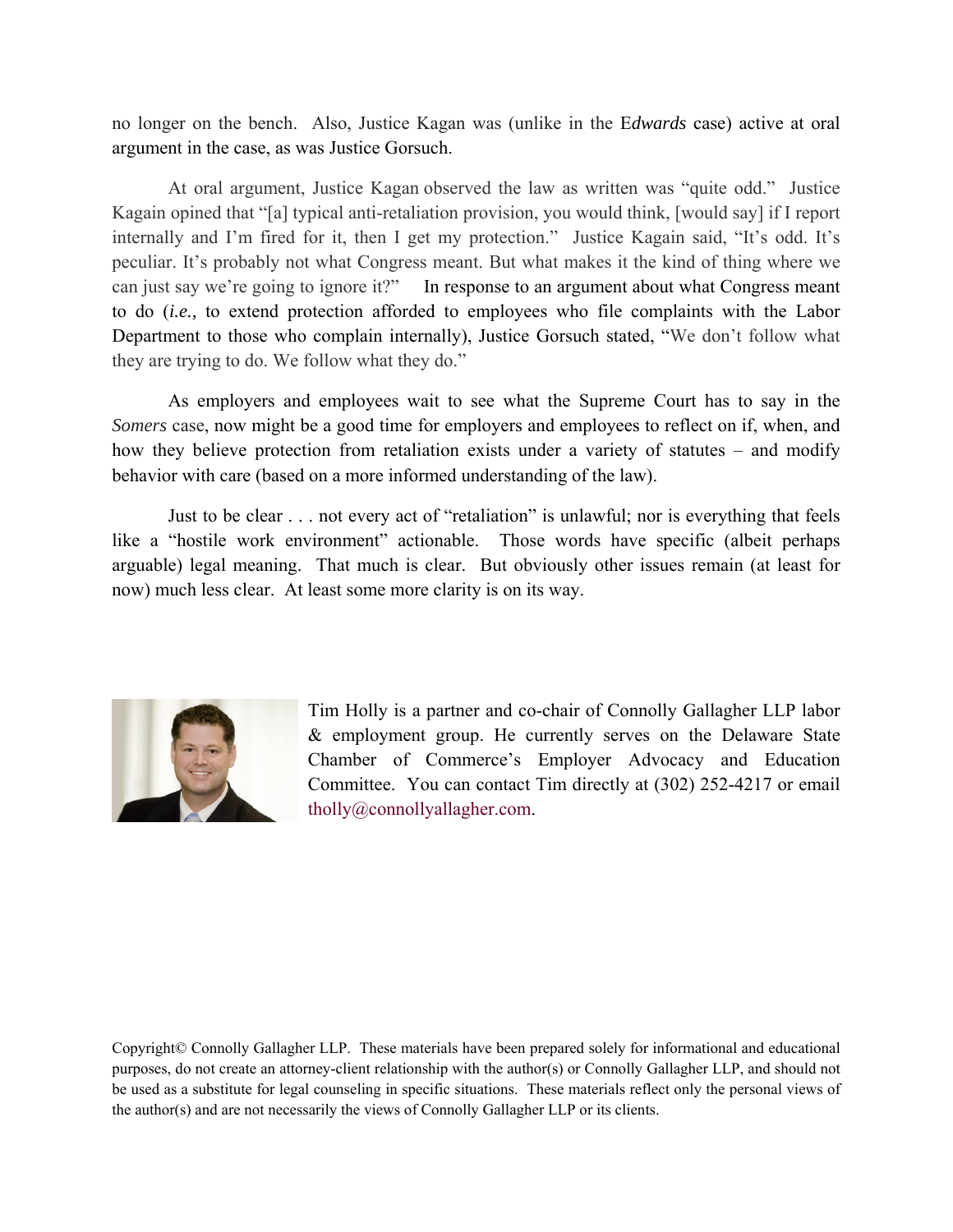no longer on the bench. Also, Justice Kagan was (unlike in the E*dwards* case) active at oral argument in the case, as was Justice Gorsuch.

At oral argument, Justice Kagan observed the law as written was "quite odd." Justice Kagain opined that "[a] typical anti-retaliation provision, you would think, [would say] if I report internally and I'm fired for it, then I get my protection." Justice Kagain said, "It's odd. It's peculiar. It's probably not what Congress meant. But what makes it the kind of thing where we can just say we're going to ignore it?" In response to an argument about what Congress meant to do (*i.e.,* to extend protection afforded to employees who file complaints with the Labor Department to those who complain internally), Justice Gorsuch stated, "We don't follow what they are trying to do. We follow what they do."

As employers and employees wait to see what the Supreme Court has to say in the *Somers* case, now might be a good time for employers and employees to reflect on if, when, and how they believe protection from retaliation exists under a variety of statutes – and modify behavior with care (based on a more informed understanding of the law).

Just to be clear . . . not every act of "retaliation" is unlawful; nor is everything that feels like a "hostile work environment" actionable. Those words have specific (albeit perhaps arguable) legal meaning. That much is clear. But obviously other issues remain (at least for now) much less clear. At least some more clarity is on its way.

Tim Holly is a partner and co-chair of Connolly Gallagher LLP labor & employment group. He currently serves on the Delaware State Chamber of Commerce's Employer Advocacy and Education Committee. You can contact Tim directly at (302) 252-4217 or email tholly@connollyallagher.com.

Copyright© Connolly Gallagher LLP. These materials have been prepared solely for informational and educational purposes, do not create an attorney-client relationship with the author(s) or Connolly Gallagher LLP, and should not be used as a substitute for legal counseling in specific situations. These materials reflect only the personal views of the author(s) and are not necessarily the views of Connolly Gallagher LLP or its clients.